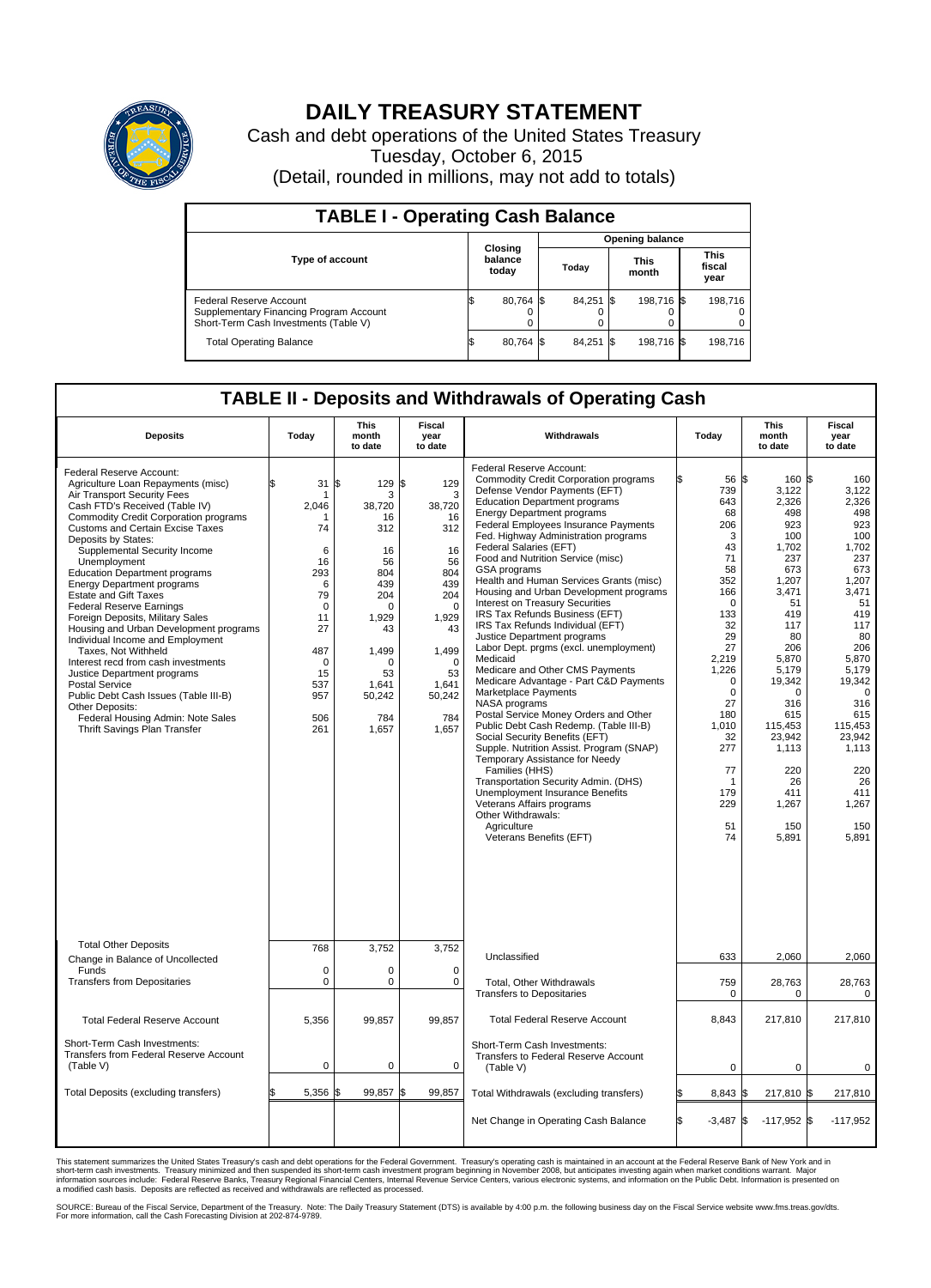# DAILY TREASURY STATEMENT

Cash and debt operations of the United States Treasury

Tuesday, October 6, 2015

(Detail, rounded in millions, may not add to totals)

## TABLE I - Operating Cash Balance

| Type of account | Closing balance today | Opening balance Today | Opening balance This month | Opening balance This fiscal year |
|---|---|---|---|---|
| Federal Reserve Account | $ 80,764 | $ 84,251 | $ 198,716 | $ 198,716 |
| Supplementary Financing Program Account | 0 | 0 | 0 | 0 |
| Short-Term Cash Investments (Table V) | 0 | 0 | 0 | 0 |
| Total Operating Balance | $ 80,764 | $ 84,251 | $ 198,716 | $ 198,716 |

## TABLE II - Deposits and Withdrawals of Operating Cash

| Deposits | Today | This month to date | Fiscal year to date |
|---|---|---|---|
| Federal Reserve Account: | | | |
| Agriculture Loan Repayments (misc) | $ 31 | $ 129 | $ 129 |
| Air Transport Security Fees | 1 | 3 | 3 |
| Cash FTD's Received (Table IV) | 2,046 | 38,720 | 38,720 |
| Commodity Credit Corporation programs | 1 | 16 | 16 |
| Customs and Certain Excise Taxes | 74 | 312 | 312 |
| Deposits by States: | | | |
| Supplemental Security Income | 6 | 16 | 16 |
| Unemployment | 16 | 56 | 56 |
| Education Department programs | 293 | 804 | 804 |
| Energy Department programs | 6 | 439 | 439 |
| Estate and Gift Taxes | 79 | 204 | 204 |
| Federal Reserve Earnings | 0 | 0 | 0 |
| Foreign Deposits, Military Sales | 11 | 1,929 | 1,929 |
| Housing and Urban Development programs | 27 | 43 | 43 |
| Individual Income and Employment Taxes, Not Withheld | 487 | 1,499 | 1,499 |
| Interest recd from cash investments | 0 | 0 | 0 |
| Justice Department programs | 15 | 53 | 53 |
| Postal Service | 537 | 1,641 | 1,641 |
| Public Debt Cash Issues (Table III-B) | 957 | 50,242 | 50,242 |
| Other Deposits: | | | |
| Federal Housing Admin: Note Sales | 506 | 784 | 784 |
| Thrift Savings Plan Transfer | 261 | 1,657 | 1,657 |
| Total Other Deposits | 768 | 3,752 | 3,752 |
| Change in Balance of Uncollected Funds | 0 | 0 | 0 |
| Transfers from Depositaries | 0 | 0 | 0 |
| Total Federal Reserve Account | 5,356 | 99,857 | 99,857 |
| Short-Term Cash Investments: Transfers from Federal Reserve Account (Table V) | 0 | 0 | 0 |
| Total Deposits (excluding transfers) | $ 5,356 | $ 99,857 | $ 99,857 |

| Withdrawals | Today | This month to date | Fiscal year to date |
|---|---|---|---|
| Federal Reserve Account: | | | |
| Commodity Credit Corporation programs | $ 56 | $ 160 | $ 160 |
| Defense Vendor Payments (EFT) | 739 | 3,122 | 3,122 |
| Education Department programs | 643 | 2,326 | 2,326 |
| Energy Department programs | 68 | 498 | 498 |
| Federal Employees Insurance Payments | 206 | 923 | 923 |
| Fed. Highway Administration programs | 3 | 100 | 100 |
| Federal Salaries (EFT) | 43 | 1,702 | 1,702 |
| Food and Nutrition Service (misc) | 71 | 237 | 237 |
| GSA programs | 58 | 673 | 673 |
| Health and Human Services Grants (misc) | 352 | 1,207 | 1,207 |
| Housing and Urban Development programs | 166 | 3,471 | 3,471 |
| Interest on Treasury Securities | 0 | 51 | 51 |
| IRS Tax Refunds Business (EFT) | 133 | 419 | 419 |
| IRS Tax Refunds Individual (EFT) | 32 | 117 | 117 |
| Justice Department programs | 29 | 80 | 80 |
| Labor Dept. prgms (excl. unemployment) | 27 | 206 | 206 |
| Medicaid | 2,219 | 5,870 | 5,870 |
| Medicare and Other CMS Payments | 1,226 | 5,179 | 5,179 |
| Medicare Advantage - Part C&D Payments | 0 | 19,342 | 19,342 |
| Marketplace Payments | 0 | 0 | 0 |
| NASA programs | 27 | 316 | 316 |
| Postal Service Money Orders and Other | 180 | 615 | 615 |
| Public Debt Cash Redemp. (Table III-B) | 1,010 | 115,453 | 115,453 |
| Social Security Benefits (EFT) | 32 | 23,942 | 23,942 |
| Supple. Nutrition Assist. Program (SNAP) | 277 | 1,113 | 1,113 |
| Temporary Assistance for Needy Families (HHS) | 77 | 220 | 220 |
| Transportation Security Admin. (DHS) | 1 | 26 | 26 |
| Unemployment Insurance Benefits | 179 | 411 | 411 |
| Veterans Affairs programs | 229 | 1,267 | 1,267 |
| Other Withdrawals: | | | |
| Agriculture | 51 | 150 | 150 |
| Veterans Benefits (EFT) | 74 | 5,891 | 5,891 |
| Unclassified | 633 | 2,060 | 2,060 |
| Total, Other Withdrawals | 759 | 28,763 | 28,763 |
| Transfers to Depositaries | 0 | 0 | 0 |
| Total Federal Reserve Account | 8,843 | 217,810 | 217,810 |
| Short-Term Cash Investments: Transfers to Federal Reserve Account (Table V) | 0 | 0 | 0 |
| Total Withdrawals (excluding transfers) | $ 8,843 | $ 217,810 | $ 217,810 |
| Net Change in Operating Cash Balance | $ -3,487 | $ -117,952 | $ -117,952 |

This statement summarizes the United States Treasury's cash and debt operations for the Federal Government. Treasury's operating cash is maintained in an account at the Federal Reserve Bank of New York and in short-term cash investments. Treasury minimized and then suspended its short-term cash investment program beginning in November 2008, but anticipates investing again when market conditions warrant. Major information sources include: Federal Reserve Banks, Treasury Regional Financial Centers, Internal Revenue Service Centers, various electronic systems, and information on the Public Debt. Information is presented on a modified cash basis. Deposits are reflected as received and withdrawals are reflected as processed.

SOURCE: Bureau of the Fiscal Service, Department of the Treasury. Note: The Daily Treasury Statement (DTS) is available by 4:00 p.m. the following business day on the Fiscal Service website www.fms.treas.gov/dts. For more information, call the Cash Forecasting Division at 202-874-9789.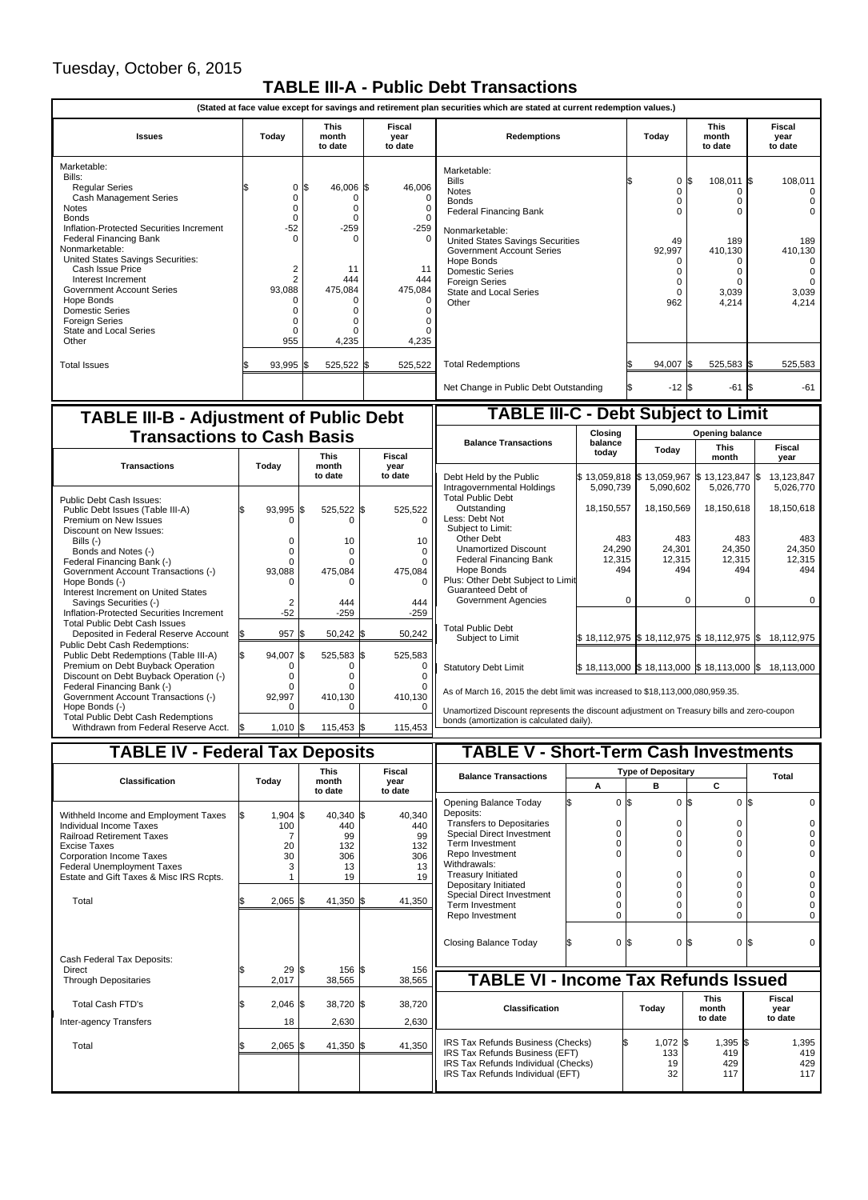Tuesday, October 6, 2015

# TABLE III-A - Public Debt Transactions

(Stated at face value except for savings and retirement plan securities which are stated at current redemption values.)

| Issues | Today | This month to date | Fiscal year to date |
|---|---|---|---|
| Marketable: | | | |
| Bills: | | | |
| Regular Series | $ 0 | $ 46,006 | $ 46,006 |
| Cash Management Series | 0 | 0 | 0 |
| Notes | 0 | 0 | 0 |
| Bonds | 0 | 0 | 0 |
| Inflation-Protected Securities Increment | -52 | -259 | -259 |
| Federal Financing Bank | 0 | 0 | 0 |
| Nonmarketable: | | | |
| United States Savings Securities: | | | |
| Cash Issue Price | 2 | 11 | 11 |
| Interest Increment | 2 | 444 | 444 |
| Government Account Series | 93,088 | 475,084 | 475,084 |
| Hope Bonds | 0 | 0 | 0 |
| Domestic Series | 0 | 0 | 0 |
| Foreign Series | 0 | 0 | 0 |
| State and Local Series | 0 | 0 | 0 |
| Other | 955 | 4,235 | 4,235 |
| Total Issues | $ 93,995 | $ 525,522 | $ 525,522 |

| Redemptions | Today | This month to date | Fiscal year to date |
|---|---|---|---|
| Marketable: | | | |
| Bills | $ 0 | $ 108,011 | $ 108,011 |
| Notes | 0 | 0 | 0 |
| Bonds | 0 | 0 | 0 |
| Federal Financing Bank | 0 | 0 | 0 |
| Nonmarketable: | | | |
| United States Savings Securities | 49 | 189 | 189 |
| Government Account Series | 92,997 | 410,130 | 410,130 |
| Hope Bonds | 0 | 0 | 0 |
| Domestic Series | 0 | 0 | 0 |
| Foreign Series | 0 | 0 | 0 |
| State and Local Series | 0 | 3,039 | 3,039 |
| Other | 962 | 4,214 | 4,214 |
| Total Redemptions | $ 94,007 | $ 525,583 | $ 525,583 |
| Net Change in Public Debt Outstanding | $ -12 | $ -61 | $ -61 |

# TABLE III-B - Adjustment of Public Debt Transactions to Cash Basis

| Transactions | Today | This month to date | Fiscal year to date |
|---|---|---|---|
| Public Debt Cash Issues: | | | |
| Public Debt Issues (Table III-A) | $ 93,995 | $ 525,522 | $ 525,522 |
| Premium on New Issues | 0 | 0 | 0 |
| Discount on New Issues: | | | |
| Bills (-) | 0 | 10 | 10 |
| Bonds and Notes (-) | 0 | 0 | 0 |
| Federal Financing Bank (-) | 0 | 0 | 0 |
| Government Account Transactions (-) | 93,088 | 475,084 | 475,084 |
| Hope Bonds (-) | 0 | 0 | 0 |
| Interest Increment on United States Savings Securities (-) | 2 | 444 | 444 |
| Inflation-Protected Securities Increment | -52 | -259 | -259 |
| Total Public Debt Cash Issues Deposited in Federal Reserve Account | $ 957 | $ 50,242 | $ 50,242 |
| Public Debt Cash Redemptions: | | | |
| Public Debt Redemptions (Table III-A) | $ 94,007 | $ 525,583 | $ 525,583 |
| Premium on Debt Buyback Operation | 0 | 0 | 0 |
| Discount on Debt Buyback Operation (-) | 0 | 0 | 0 |
| Federal Financing Bank (-) | 0 | 0 | 0 |
| Government Account Transactions (-) | 92,997 | 410,130 | 410,130 |
| Hope Bonds (-) | 0 | 0 | 0 |
| Total Public Debt Cash Redemptions Withdrawn from Federal Reserve Acct. | $ 1,010 | $ 115,453 | $ 115,453 |

# TABLE III-C - Debt Subject to Limit

| Balance Transactions | Closing balance today | Opening balance Today | Opening balance This month | Opening balance Fiscal year |
|---|---|---|---|---|
| Debt Held by the Public | $ 13,059,818 | $ 13,059,967 | $ 13,123,847 | $ 13,123,847 |
| Intragovernmental Holdings | 5,090,739 | 5,090,602 | 5,026,770 | 5,026,770 |
| Total Public Debt Outstanding | 18,150,557 | 18,150,569 | 18,150,618 | 18,150,618 |
| Less: Debt Not Subject to Limit: | | | | |
| Other Debt | 483 | 483 | 483 | 483 |
| Unamortized Discount | 24,290 | 24,301 | 24,350 | 24,350 |
| Federal Financing Bank | 12,315 | 12,315 | 12,315 | 12,315 |
| Hope Bonds | 494 | 494 | 494 | 494 |
| Plus: Other Debt Subject to Limit | | | | |
| Guaranteed Debt of Government Agencies | 0 | 0 | 0 | 0 |
| Total Public Debt Subject to Limit | $ 18,112,975 | $ 18,112,975 | $ 18,112,975 | $ 18,112,975 |
| Statutory Debt Limit | $ 18,113,000 | $ 18,113,000 | $ 18,113,000 | $ 18,113,000 |

As of March 16, 2015 the debt limit was increased to $18,113,000,080,959.35.

Unamortized Discount represents the discount adjustment on Treasury bills and zero-coupon bonds (amortization is calculated daily).

# TABLE IV - Federal Tax Deposits

| Classification | Today | This month to date | Fiscal year to date |
|---|---|---|---|
| Withheld Income and Employment Taxes | $ 1,904 | $ 40,340 | $ 40,340 |
| Individual Income Taxes | 100 | 440 | 440 |
| Railroad Retirement Taxes | 7 | 99 | 99 |
| Excise Taxes | 20 | 132 | 132 |
| Corporation Income Taxes | 30 | 306 | 306 |
| Federal Unemployment Taxes | 3 | 13 | 13 |
| Estate and Gift Taxes & Misc IRS Rcpts. | 1 | 19 | 19 |
| Total | $ 2,065 | $ 41,350 | $ 41,350 |
| Cash Federal Tax Deposits: | | | |
| Direct | $ 29 | $ 156 | $ 156 |
| Through Depositaries | 2,017 | 38,565 | 38,565 |
| Total Cash FTD's | $ 2,046 | $ 38,720 | $ 38,720 |
| Inter-agency Transfers | 18 | 2,630 | 2,630 |
| Total | $ 2,065 | $ 41,350 | $ 41,350 |

# TABLE V - Short-Term Cash Investments

| Balance Transactions | Type of Depositary A | Type of Depositary B | Type of Depositary C | Total |
|---|---|---|---|---|
| Opening Balance Today | $ 0 | $ 0 | $ 0 | $ 0 |
| Deposits: | | | | |
| Transfers to Depositaries | 0 | 0 | 0 | 0 |
| Special Direct Investment | 0 | 0 | 0 | 0 |
| Term Investment | 0 | 0 | 0 | 0 |
| Repo Investment | 0 | 0 | 0 | 0 |
| Withdrawals: | | | | |
| Treasury Initiated | 0 | 0 | 0 | 0 |
| Depositary Initiated | 0 | 0 | 0 | 0 |
| Special Direct Investment | 0 | 0 | 0 | 0 |
| Term Investment | 0 | 0 | 0 | 0 |
| Repo Investment | 0 | 0 | 0 | 0 |
| Closing Balance Today | $ 0 | $ 0 | $ 0 | $ 0 |

# TABLE VI - Income Tax Refunds Issued

| Classification | Today | This month to date | Fiscal year to date |
|---|---|---|---|
| IRS Tax Refunds Business (Checks) | $ 1,072 | $ 1,395 | $ 1,395 |
| IRS Tax Refunds Business (EFT) | 133 | 419 | 419 |
| IRS Tax Refunds Individual (Checks) | 19 | 429 | 429 |
| IRS Tax Refunds Individual (EFT) | 32 | 117 | 117 |